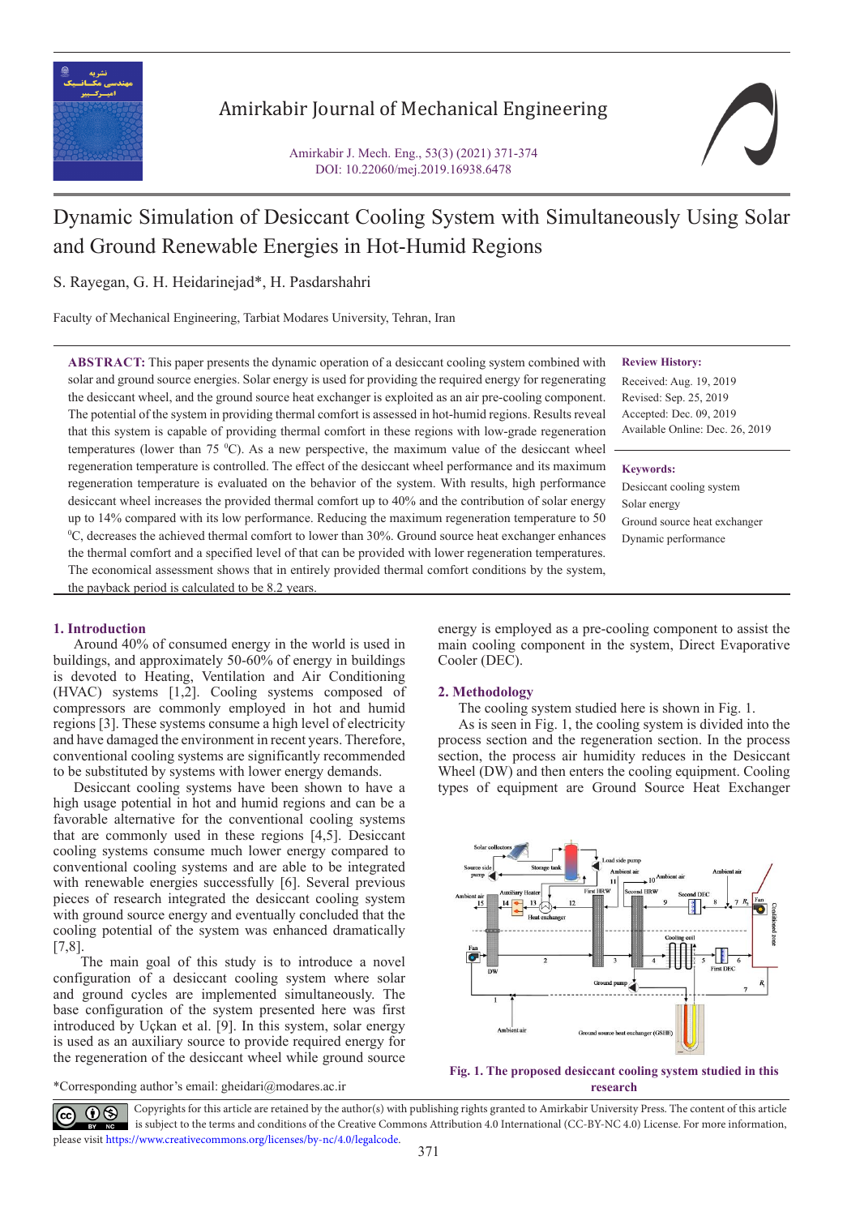# Dynamic Simulation of Desiccant Cooling System with Simultaneously Using Solar and Ground Renewable Energies in Hot-Humid Regions

S. Rayegan, G. H. Heidarinejad*, H. Pasdarshahri

Faculty of Mechanical Engineering, Tarbiat Modares University, Tehran, Iran

**ABSTRACT:** This paper presents the dynamic operation of a desiccant cooling system combined with solar and ground source energies. Solar energy is used for providing the required energy for regenerating the desiccant wheel, and the ground source heat exchanger is exploited as an air pre-cooling component. The potential of the system in providing thermal comfort is assessed in hot-humid regions. Results reveal that this system is capable of providing thermal comfort in these regions with low-grade regeneration temperatures (lower than 75 $^0$C). As a new perspective, the maximum value of the desiccant wheel regeneration temperature is controlled. The effect of the desiccant wheel performance and its maximum regeneration temperature is evaluated on the behavior of the system. With results, high performance desiccant wheel increases the provided thermal comfort up to 40% and the contribution of solar energy up to 14% compared with its low performance. Reducing the maximum regeneration temperature to 50 $^0$C, decreases the achieved thermal comfort to lower than 30%. Ground source heat exchanger enhances the thermal comfort and a specified level of that can be provided with lower regeneration temperatures. The economical assessment shows that in entirely provided thermal comfort conditions by the system, the payback period is calculated to be 8.2 years.

**Review History:**

Received: Aug. 19, 2019
Revised: Sep. 25, 2019
Accepted: Dec. 09, 2019
Available Online: Dec. 26, 2019

**Keywords:**

Desiccant cooling system
Solar energy
Ground source heat exchanger
Dynamic performance

## 1. Introduction

Around 40% of consumed energy in the world is used in buildings, and approximately 50-60% of energy in buildings is devoted to Heating, Ventilation and Air Conditioning (HVAC) systems [1,2]. Cooling systems composed of compressors are commonly employed in hot and humid regions [3]. These systems consume a high level of electricity and have damaged the environment in recent years. Therefore, conventional cooling systems are significantly recommended to be substituted by systems with lower energy demands.

Desiccant cooling systems have been shown to have a high usage potential in hot and humid regions and can be a favorable alternative for the conventional cooling systems that are commonly used in these regions [4,5]. Desiccant cooling systems consume much lower energy compared to conventional cooling systems and are able to be integrated with renewable energies successfully [6]. Several previous pieces of research integrated the desiccant cooling system with ground source energy and eventually concluded that the cooling potential of the system was enhanced dramatically [7,8].

The main goal of this study is to introduce a novel configuration of a desiccant cooling system where solar and ground cycles are implemented simultaneously. The base configuration of the system presented here was first introduced by Uçkan et al. [9]. In this system, solar energy is used as an auxiliary source to provide required energy for the regeneration of the desiccant wheel while ground source energy is employed as a pre-cooling component to assist the main cooling component in the system, Direct Evaporative Cooler (DEC).

## 2. Methodology

The cooling system studied here is shown in Fig. 1.

As is seen in Fig. 1, the cooling system is divided into the process section and the regeneration section. In the process section, the process air humidity reduces in the Desiccant Wheel (DW) and then enters the cooling equipment. Cooling types of equipment are Ground Source Heat Exchanger

**Fig. 1. The proposed desiccant cooling system studied in this research**

*Corresponding author's email: gheidari@modares.ac.ir

Copyrights for this article are retained by the author(s) with publishing rights granted to Amirkabir University Press. The content of this article is subject to the terms and conditions of the Creative Commons Attribution 4.0 International (CC-BY-NC 4.0) License. For more information, please visit https://www.creativecommons.org/licenses/by-nc/4.0/legalcode.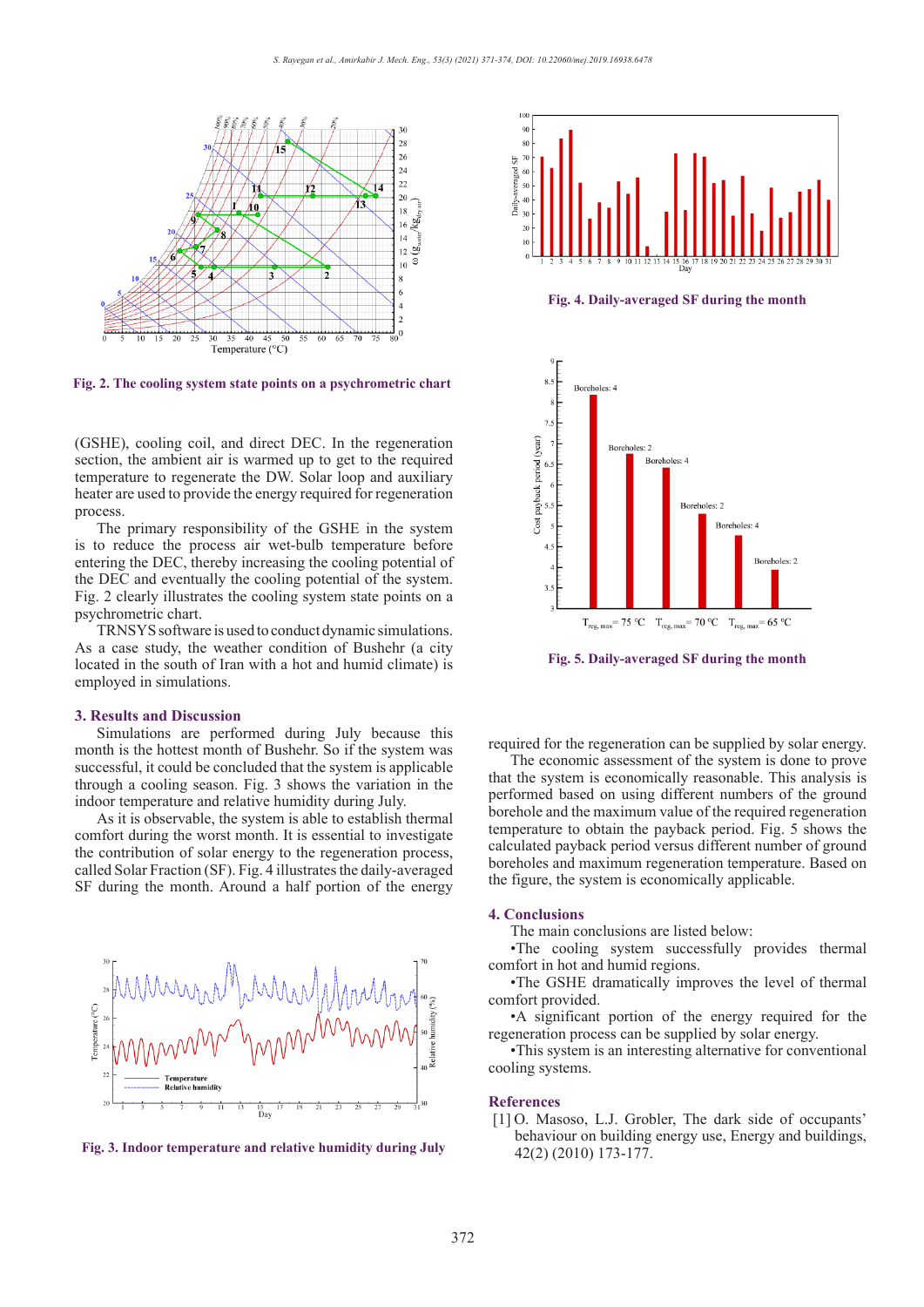Fig. 2. The cooling system state points on a psychrometric chart

(GSHE), cooling coil, and direct DEC. In the regeneration section, the ambient air is warmed up to get to the required temperature to regenerate the DW. Solar loop and auxiliary heater are used to provide the energy required for regeneration process.

The primary responsibility of the GSHE in the system is to reduce the process air wet-bulb temperature before entering the DEC, thereby increasing the cooling potential of the DEC and eventually the cooling potential of the system. Fig. 2 clearly illustrates the cooling system state points on a psychrometric chart.

TRNSYS software is used to conduct dynamic simulations. As a case study, the weather condition of Bushehr (a city located in the south of Iran with a hot and humid climate) is employed in simulations.

## 3. Results and Discussion

Simulations are performed during July because this month is the hottest month of Bushehr. So if the system was successful, it could be concluded that the system is applicable through a cooling season. Fig. 3 shows the variation in the indoor temperature and relative humidity during July.

As it is observable, the system is able to establish thermal comfort during the worst month. It is essential to investigate the contribution of solar energy to the regeneration process, called Solar Fraction (SF). Fig. 4 illustrates the daily-averaged SF during the month. Around a half portion of the energy required for the regeneration can be supplied by solar energy.

Fig. 3. Indoor temperature and relative humidity during July

Fig. 4. Daily-averaged SF during the month

Fig. 5. Daily-averaged SF during the month

The economic assessment of the system is done to prove that the system is economically reasonable. This analysis is performed based on using different numbers of the ground borehole and the maximum value of the required regeneration temperature to obtain the payback period. Fig. 5 shows the calculated payback period versus different number of ground boreholes and maximum regeneration temperature. Based on the figure, the system is economically applicable.

## 4. Conclusions

The main conclusions are listed below:

•The cooling system successfully provides thermal comfort in hot and humid regions.

•The GSHE dramatically improves the level of thermal comfort provided.

•A significant portion of the energy required for the regeneration process can be supplied by solar energy.

•This system is an interesting alternative for conventional cooling systems.

## References

[1] O. Masoso, L.J. Grobler, The dark side of occupants' behaviour on building energy use, Energy and buildings, 42(2) (2010) 173-177.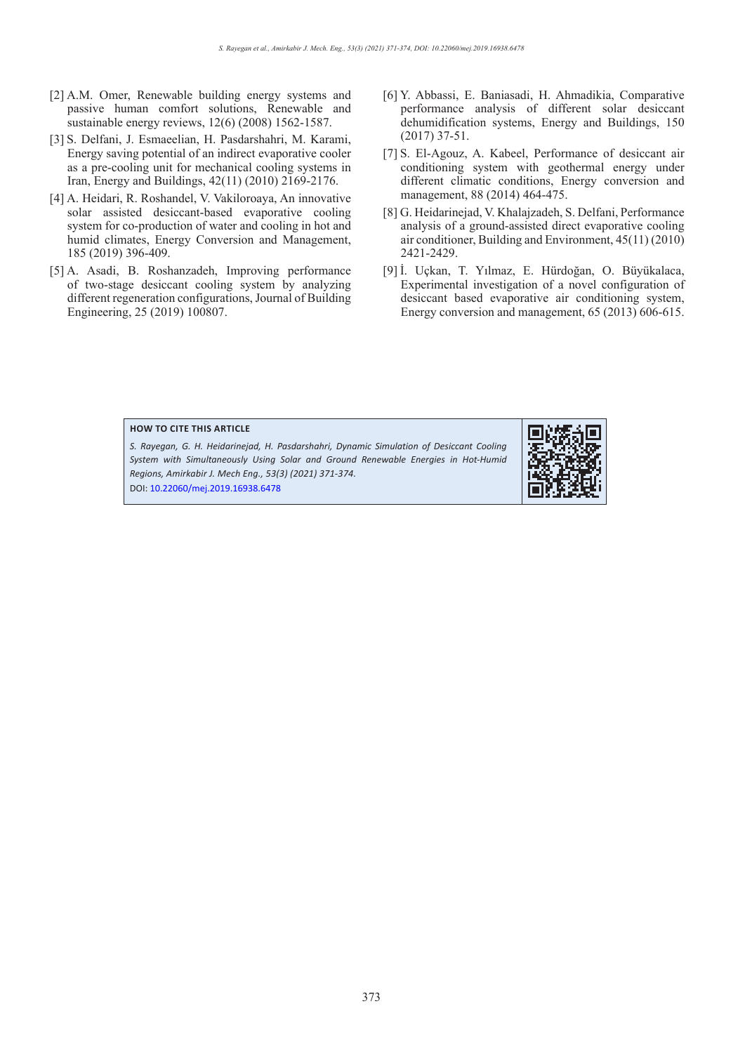[2] A.M. Omer, Renewable building energy systems and passive human comfort solutions, Renewable and sustainable energy reviews, 12(6) (2008) 1562-1587.

[3] S. Delfani, J. Esmaeelian, H. Pasdarshahri, M. Karami, Energy saving potential of an indirect evaporative cooler as a pre-cooling unit for mechanical cooling systems in Iran, Energy and Buildings, 42(11) (2010) 2169-2176.

[4] A. Heidari, R. Roshandel, V. Vakiloroaya, An innovative solar assisted desiccant-based evaporative cooling system for co-production of water and cooling in hot and humid climates, Energy Conversion and Management, 185 (2019) 396-409.

[5] A. Asadi, B. Roshanzadeh, Improving performance of two-stage desiccant cooling system by analyzing different regeneration configurations, Journal of Building Engineering, 25 (2019) 100807.

[6] Y. Abbassi, E. Baniasadi, H. Ahmadikia, Comparative performance analysis of different solar desiccant dehumidification systems, Energy and Buildings, 150 (2017) 37-51.

[7] S. El-Agouz, A. Kabeel, Performance of desiccant air conditioning system with geothermal energy under different climatic conditions, Energy conversion and management, 88 (2014) 464-475.

[8] G. Heidarinejad, V. Khalajzadeh, S. Delfani, Performance analysis of a ground-assisted direct evaporative cooling air conditioner, Building and Environment, 45(11) (2010) 2421-2429.

[9] İ. Uçkan, T. Yılmaz, E. Hürdoğan, O. Büyükalaca, Experimental investigation of a novel configuration of desiccant based evaporative air conditioning system, Energy conversion and management, 65 (2013) 606-615.

**HOW TO CITE THIS ARTICLE**

*S. Rayegan, G. H. Heidarinejad, H. Pasdarshahri, Dynamic Simulation of Desiccant Cooling System with Simultaneously Using Solar and Ground Renewable Energies in Hot-Humid Regions, Amirkabir J. Mech Eng., 53(3) (2021) 371-374.*

DOI: 10.22060/mej.2019.16938.6478